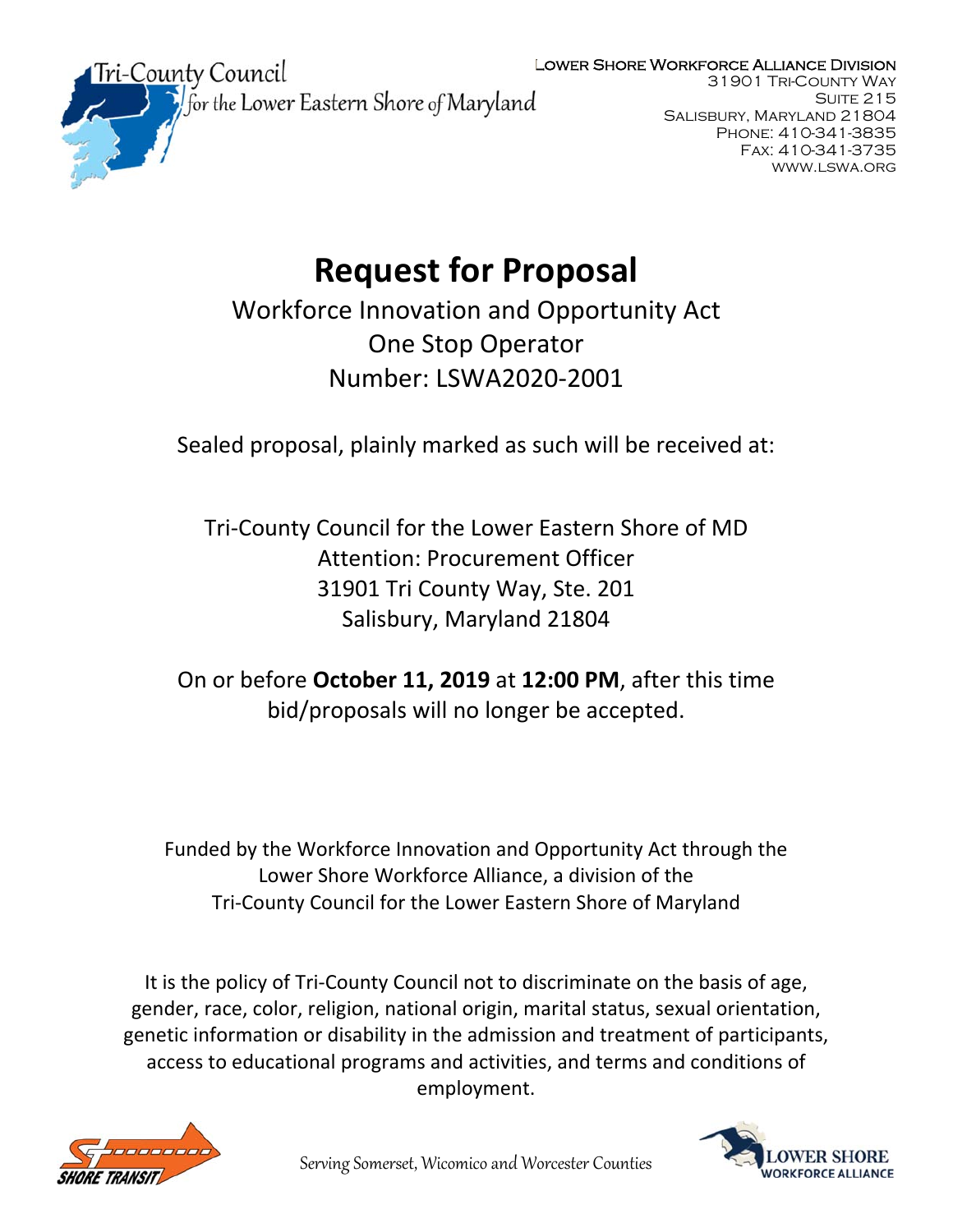Tri-County Council for the Lower Eastern Shore of Maryland

LOWER SHORE WORKFORCE ALLIANCE DIVISION
31901 TRI-COUNTY WAY
SUITE 215
SALISBURY, MARYLAND 21804
PHONE: 410-341-3835
FAX: 410-341-3735
WWW.LSWA.ORG

# Request for Proposal

## Workforce Innovation and Opportunity Act
## One Stop Operator
## Number: LSWA2020-2001

Sealed proposal, plainly marked as such will be received at:

Tri-County Council for the Lower Eastern Shore of MD
Attention: Procurement Officer
31901 Tri County Way, Ste. 201
Salisbury, Maryland 21804

On or before **October 11, 2019** at **12:00 PM**, after this time bid/proposals will no longer be accepted.

Funded by the Workforce Innovation and Opportunity Act through the Lower Shore Workforce Alliance, a division of the Tri-County Council for the Lower Eastern Shore of Maryland

It is the policy of Tri-County Council not to discriminate on the basis of age, gender, race, color, religion, national origin, marital status, sexual orientation, genetic information or disability in the admission and treatment of participants, access to educational programs and activities, and terms and conditions of employment.

SHORE TRANSIT

*Serving Somerset, Wicomico and Worcester Counties*

LOWER SHORE WORKFORCE ALLIANCE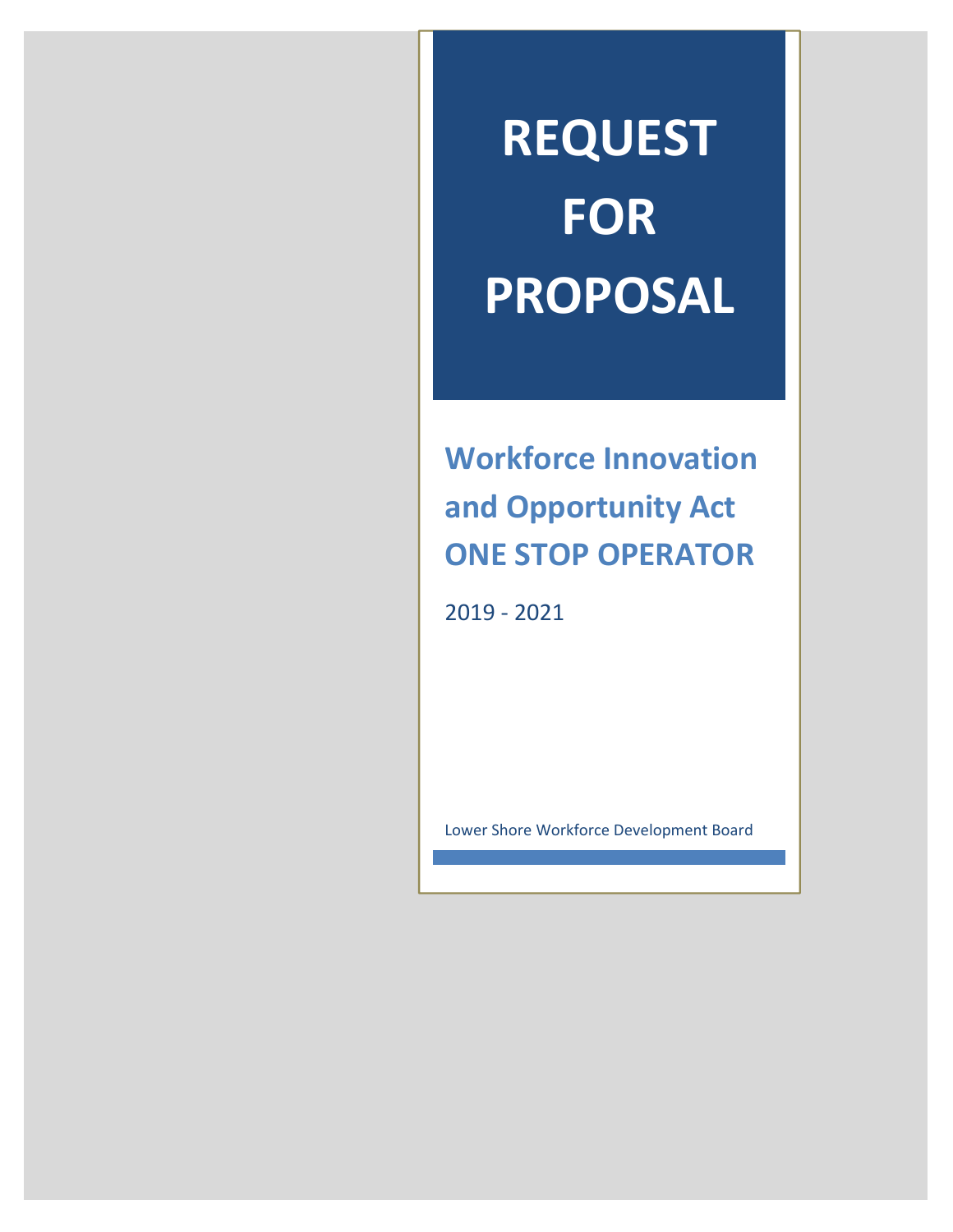# REQUEST FOR PROPOSAL

## Workforce Innovation and Opportunity Act ONE STOP OPERATOR

2019 - 2021

Lower Shore Workforce Development Board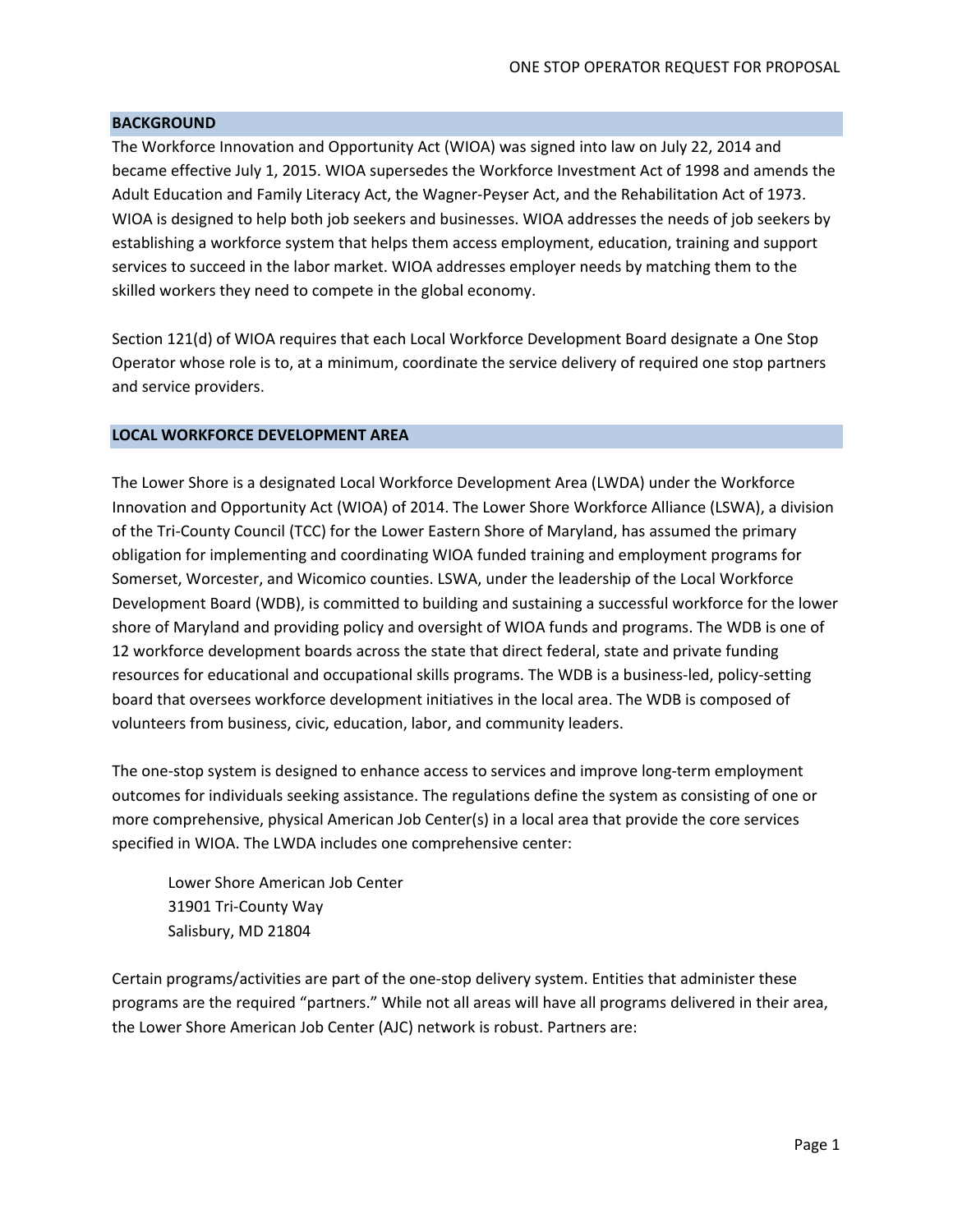## BACKGROUND

The Workforce Innovation and Opportunity Act (WIOA) was signed into law on July 22, 2014 and became effective July 1, 2015. WIOA supersedes the Workforce Investment Act of 1998 and amends the Adult Education and Family Literacy Act, the Wagner-Peyser Act, and the Rehabilitation Act of 1973. WIOA is designed to help both job seekers and businesses. WIOA addresses the needs of job seekers by establishing a workforce system that helps them access employment, education, training and support services to succeed in the labor market. WIOA addresses employer needs by matching them to the skilled workers they need to compete in the global economy.

Section 121(d) of WIOA requires that each Local Workforce Development Board designate a One Stop Operator whose role is to, at a minimum, coordinate the service delivery of required one stop partners and service providers.

## LOCAL WORKFORCE DEVELOPMENT AREA

The Lower Shore is a designated Local Workforce Development Area (LWDA) under the Workforce Innovation and Opportunity Act (WIOA) of 2014. The Lower Shore Workforce Alliance (LSWA), a division of the Tri-County Council (TCC) for the Lower Eastern Shore of Maryland, has assumed the primary obligation for implementing and coordinating WIOA funded training and employment programs for Somerset, Worcester, and Wicomico counties. LSWA, under the leadership of the Local Workforce Development Board (WDB), is committed to building and sustaining a successful workforce for the lower shore of Maryland and providing policy and oversight of WIOA funds and programs. The WDB is one of 12 workforce development boards across the state that direct federal, state and private funding resources for educational and occupational skills programs. The WDB is a business-led, policy-setting board that oversees workforce development initiatives in the local area. The WDB is composed of volunteers from business, civic, education, labor, and community leaders.

The one-stop system is designed to enhance access to services and improve long-term employment outcomes for individuals seeking assistance. The regulations define the system as consisting of one or more comprehensive, physical American Job Center(s) in a local area that provide the core services specified in WIOA. The LWDA includes one comprehensive center:

> Lower Shore American Job Center
> 31901 Tri-County Way
> Salisbury, MD 21804

Certain programs/activities are part of the one-stop delivery system. Entities that administer these programs are the required "partners." While not all areas will have all programs delivered in their area, the Lower Shore American Job Center (AJC) network is robust. Partners are: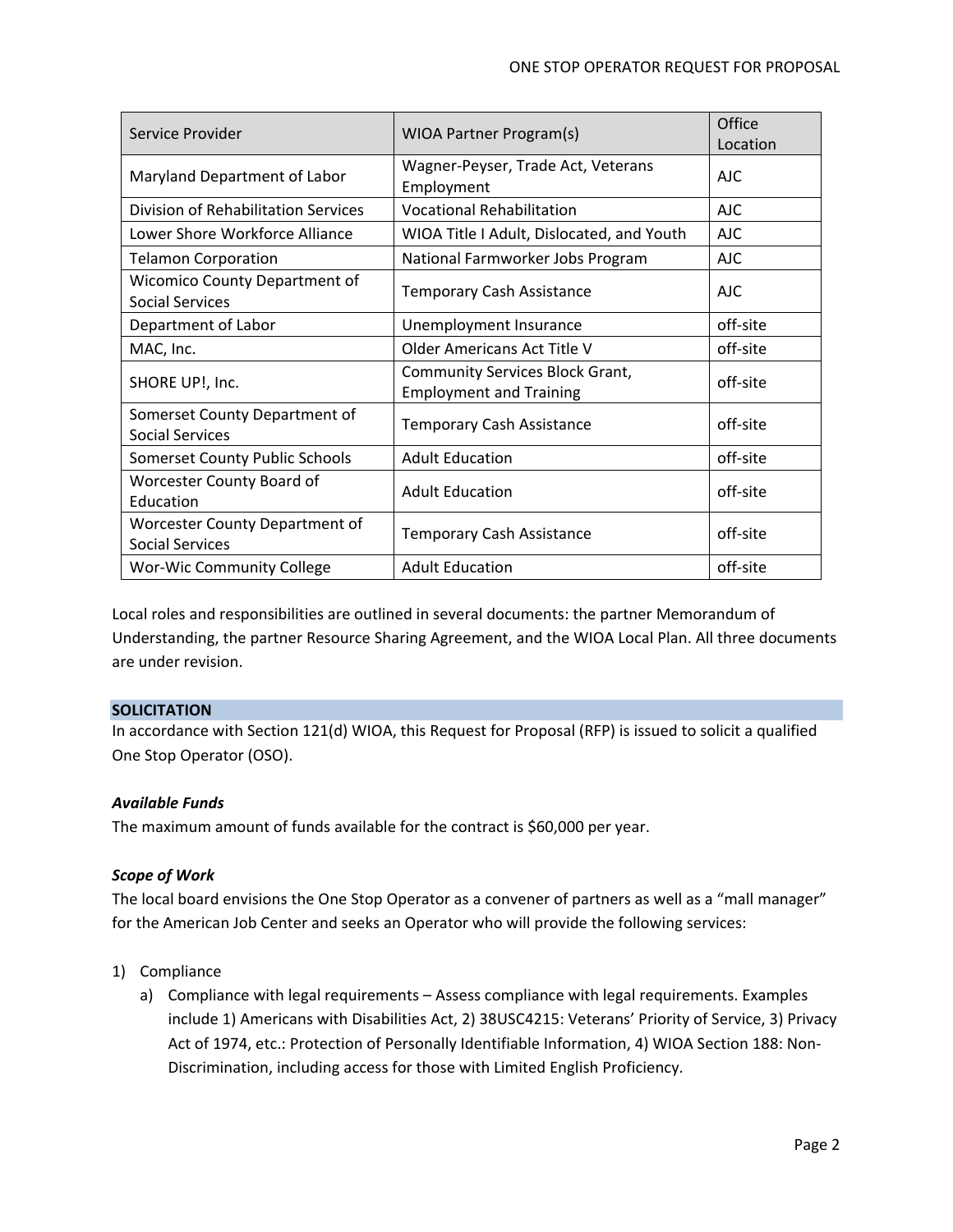| Service Provider | WIOA Partner Program(s) | Office Location |
|---|---|---|
| Maryland Department of Labor | Wagner-Peyser, Trade Act, Veterans Employment | AJC |
| Division of Rehabilitation Services | Vocational Rehabilitation | AJC |
| Lower Shore Workforce Alliance | WIOA Title I Adult, Dislocated, and Youth | AJC |
| Telamon Corporation | National Farmworker Jobs Program | AJC |
| Wicomico County Department of Social Services | Temporary Cash Assistance | AJC |
| Department of Labor | Unemployment Insurance | off-site |
| MAC, Inc. | Older Americans Act Title V | off-site |
| SHORE UP!, Inc. | Community Services Block Grant, Employment and Training | off-site |
| Somerset County Department of Social Services | Temporary Cash Assistance | off-site |
| Somerset County Public Schools | Adult Education | off-site |
| Worcester County Board of Education | Adult Education | off-site |
| Worcester County Department of Social Services | Temporary Cash Assistance | off-site |
| Wor-Wic Community College | Adult Education | off-site |

Local roles and responsibilities are outlined in several documents: the partner Memorandum of Understanding, the partner Resource Sharing Agreement, and the WIOA Local Plan. All three documents are under revision.

## SOLICITATION

In accordance with Section 121(d) WIOA, this Request for Proposal (RFP) is issued to solicit a qualified One Stop Operator (OSO).

### *Available Funds*

The maximum amount of funds available for the contract is $60,000 per year.

### *Scope of Work*

The local board envisions the One Stop Operator as a convener of partners as well as a "mall manager" for the American Job Center and seeks an Operator who will provide the following services:

1) Compliance
   a) Compliance with legal requirements – Assess compliance with legal requirements. Examples include 1) Americans with Disabilities Act, 2) 38USC4215: Veterans' Priority of Service, 3) Privacy Act of 1974, etc.: Protection of Personally Identifiable Information, 4) WIOA Section 188: Non-Discrimination, including access for those with Limited English Proficiency.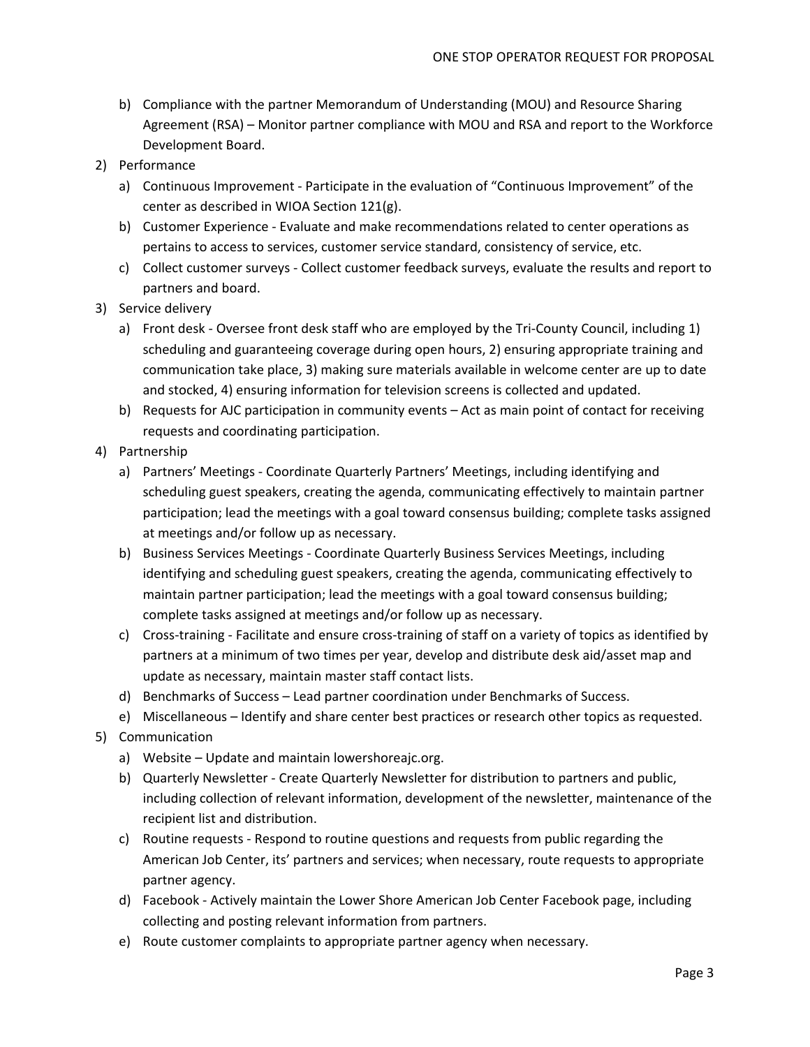b) Compliance with the partner Memorandum of Understanding (MOU) and Resource Sharing Agreement (RSA) – Monitor partner compliance with MOU and RSA and report to the Workforce Development Board.

2) Performance
   a) Continuous Improvement - Participate in the evaluation of "Continuous Improvement" of the center as described in WIOA Section 121(g).
   b) Customer Experience - Evaluate and make recommendations related to center operations as pertains to access to services, customer service standard, consistency of service, etc.
   c) Collect customer surveys - Collect customer feedback surveys, evaluate the results and report to partners and board.

3) Service delivery
   a) Front desk - Oversee front desk staff who are employed by the Tri-County Council, including 1) scheduling and guaranteeing coverage during open hours, 2) ensuring appropriate training and communication take place, 3) making sure materials available in welcome center are up to date and stocked, 4) ensuring information for television screens is collected and updated.
   b) Requests for AJC participation in community events – Act as main point of contact for receiving requests and coordinating participation.

4) Partnership
   a) Partners' Meetings - Coordinate Quarterly Partners' Meetings, including identifying and scheduling guest speakers, creating the agenda, communicating effectively to maintain partner participation; lead the meetings with a goal toward consensus building; complete tasks assigned at meetings and/or follow up as necessary.
   b) Business Services Meetings - Coordinate Quarterly Business Services Meetings, including identifying and scheduling guest speakers, creating the agenda, communicating effectively to maintain partner participation; lead the meetings with a goal toward consensus building; complete tasks assigned at meetings and/or follow up as necessary.
   c) Cross-training - Facilitate and ensure cross-training of staff on a variety of topics as identified by partners at a minimum of two times per year, develop and distribute desk aid/asset map and update as necessary, maintain master staff contact lists.
   d) Benchmarks of Success – Lead partner coordination under Benchmarks of Success.
   e) Miscellaneous – Identify and share center best practices or research other topics as requested.

5) Communication
   a) Website – Update and maintain lowershoreajc.org.
   b) Quarterly Newsletter - Create Quarterly Newsletter for distribution to partners and public, including collection of relevant information, development of the newsletter, maintenance of the recipient list and distribution.
   c) Routine requests - Respond to routine questions and requests from public regarding the American Job Center, its' partners and services; when necessary, route requests to appropriate partner agency.
   d) Facebook - Actively maintain the Lower Shore American Job Center Facebook page, including collecting and posting relevant information from partners.
   e) Route customer complaints to appropriate partner agency when necessary.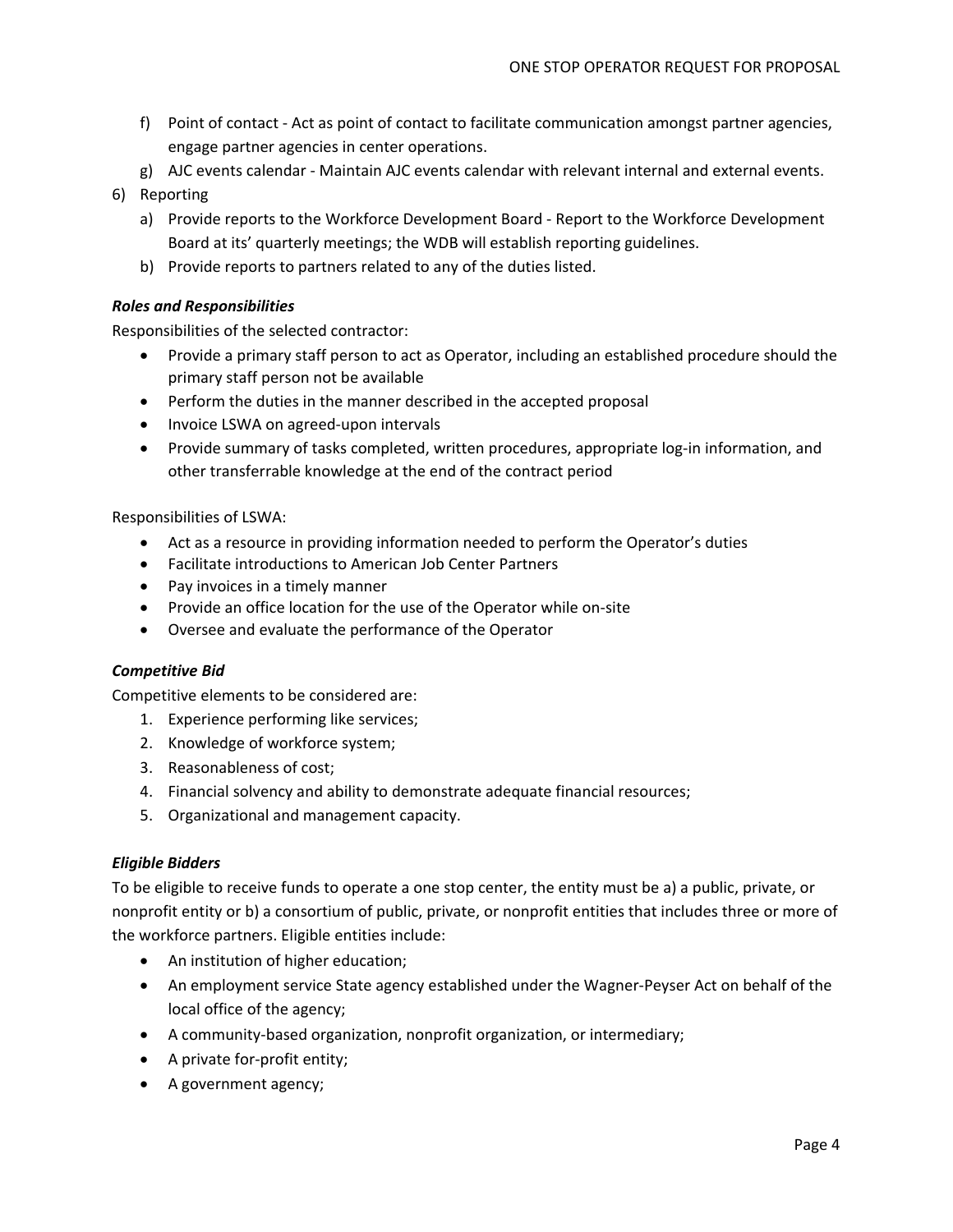f) Point of contact - Act as point of contact to facilitate communication amongst partner agencies, engage partner agencies in center operations.
   g) AJC events calendar - Maintain AJC events calendar with relevant internal and external events.

6) Reporting
   a) Provide reports to the Workforce Development Board - Report to the Workforce Development Board at its' quarterly meetings; the WDB will establish reporting guidelines.
   b) Provide reports to partners related to any of the duties listed.

***Roles and Responsibilities***

Responsibilities of the selected contractor:

- Provide a primary staff person to act as Operator, including an established procedure should the primary staff person not be available
- Perform the duties in the manner described in the accepted proposal
- Invoice LSWA on agreed-upon intervals
- Provide summary of tasks completed, written procedures, appropriate log-in information, and other transferrable knowledge at the end of the contract period

Responsibilities of LSWA:

- Act as a resource in providing information needed to perform the Operator's duties
- Facilitate introductions to American Job Center Partners
- Pay invoices in a timely manner
- Provide an office location for the use of the Operator while on-site
- Oversee and evaluate the performance of the Operator

***Competitive Bid***

Competitive elements to be considered are:

1. Experience performing like services;
2. Knowledge of workforce system;
3. Reasonableness of cost;
4. Financial solvency and ability to demonstrate adequate financial resources;
5. Organizational and management capacity.

***Eligible Bidders***

To be eligible to receive funds to operate a one stop center, the entity must be a) a public, private, or nonprofit entity or b) a consortium of public, private, or nonprofit entities that includes three or more of the workforce partners. Eligible entities include:

- An institution of higher education;
- An employment service State agency established under the Wagner-Peyser Act on behalf of the local office of the agency;
- A community-based organization, nonprofit organization, or intermediary;
- A private for-profit entity;
- A government agency;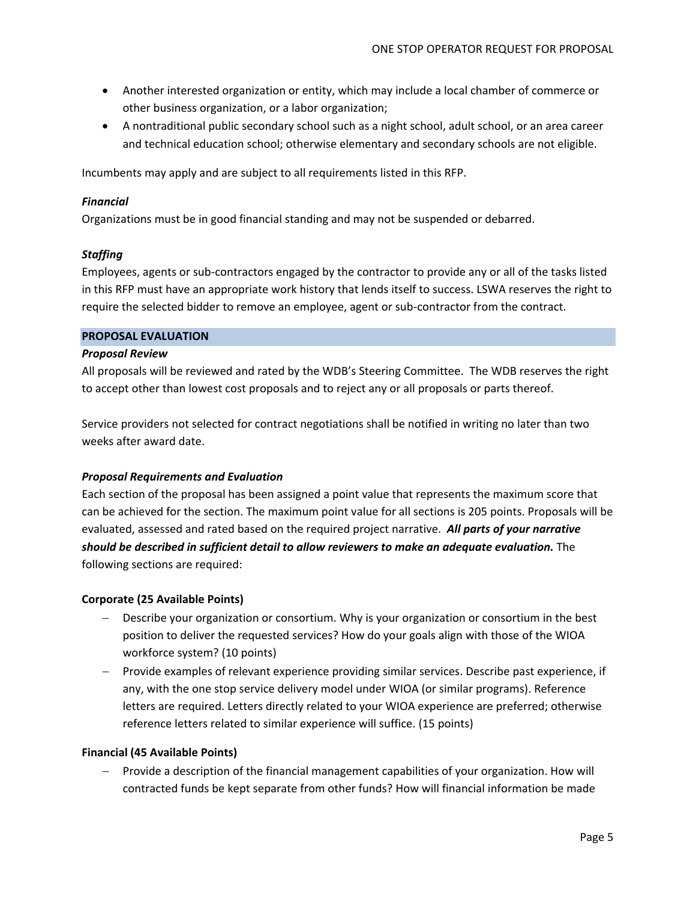- Another interested organization or entity, which may include a local chamber of commerce or other business organization, or a labor organization;
- A nontraditional public secondary school such as a night school, adult school, or an area career and technical education school; otherwise elementary and secondary schools are not eligible.

Incumbents may apply and are subject to all requirements listed in this RFP.

***Financial***

Organizations must be in good financial standing and may not be suspended or debarred.

***Staffing***

Employees, agents or sub-contractors engaged by the contractor to provide any or all of the tasks listed in this RFP must have an appropriate work history that lends itself to success. LSWA reserves the right to require the selected bidder to remove an employee, agent or sub-contractor from the contract.

## PROPOSAL EVALUATION

***Proposal Review***

All proposals will be reviewed and rated by the WDB's Steering Committee. The WDB reserves the right to accept other than lowest cost proposals and to reject any or all proposals or parts thereof.

Service providers not selected for contract negotiations shall be notified in writing no later than two weeks after award date.

***Proposal Requirements and Evaluation***

Each section of the proposal has been assigned a point value that represents the maximum score that can be achieved for the section. The maximum point value for all sections is 205 points. Proposals will be evaluated, assessed and rated based on the required project narrative. ***All parts of your narrative should be described in sufficient detail to allow reviewers to make an adequate evaluation.*** The following sections are required:

**Corporate (25 Available Points)**

- Describe your organization or consortium. Why is your organization or consortium in the best position to deliver the requested services? How do your goals align with those of the WIOA workforce system? (10 points)
- Provide examples of relevant experience providing similar services. Describe past experience, if any, with the one stop service delivery model under WIOA (or similar programs). Reference letters are required. Letters directly related to your WIOA experience are preferred; otherwise reference letters related to similar experience will suffice. (15 points)

**Financial (45 Available Points)**

- Provide a description of the financial management capabilities of your organization. How will contracted funds be kept separate from other funds? How will financial information be made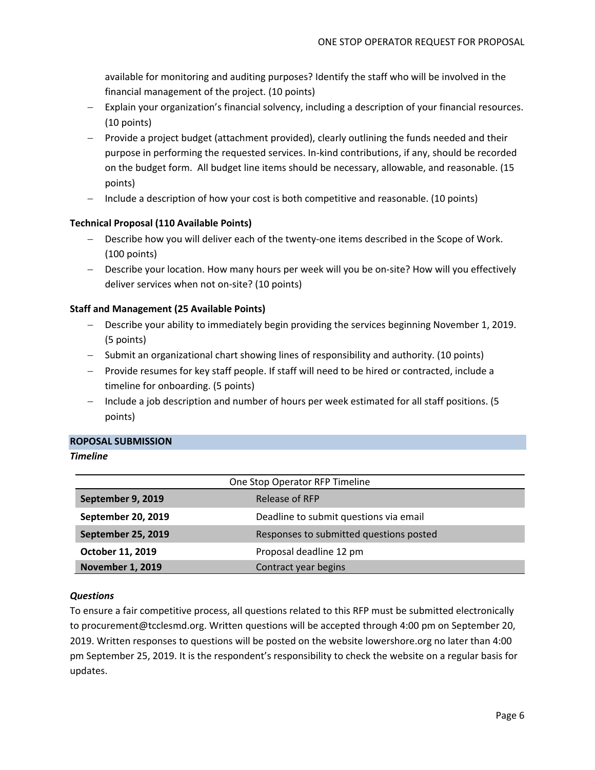available for monitoring and auditing purposes? Identify the staff who will be involved in the financial management of the project. (10 points)

- Explain your organization's financial solvency, including a description of your financial resources. (10 points)
- Provide a project budget (attachment provided), clearly outlining the funds needed and their purpose in performing the requested services. In-kind contributions, if any, should be recorded on the budget form. All budget line items should be necessary, allowable, and reasonable. (15 points)
- Include a description of how your cost is both competitive and reasonable. (10 points)

**Technical Proposal (110 Available Points)**

- Describe how you will deliver each of the twenty-one items described in the Scope of Work. (100 points)
- Describe your location. How many hours per week will you be on-site? How will you effectively deliver services when not on-site? (10 points)

**Staff and Management (25 Available Points)**

- Describe your ability to immediately begin providing the services beginning November 1, 2019. (5 points)
- Submit an organizational chart showing lines of responsibility and authority. (10 points)
- Provide resumes for key staff people. If staff will need to be hired or contracted, include a timeline for onboarding. (5 points)
- Include a job description and number of hours per week estimated for all staff positions. (5 points)

## ROPOSAL SUBMISSION

***Timeline***

| One Stop Operator RFP Timeline | |
|---|---|
| **September 9, 2019** | Release of RFP |
| **September 20, 2019** | Deadline to submit questions via email |
| **September 25, 2019** | Responses to submitted questions posted |
| **October 11, 2019** | Proposal deadline 12 pm |
| **November 1, 2019** | Contract year begins |

***Questions***

To ensure a fair competitive process, all questions related to this RFP must be submitted electronically to procurement@tcclesmd.org. Written questions will be accepted through 4:00 pm on September 20, 2019. Written responses to questions will be posted on the website lowershore.org no later than 4:00 pm September 25, 2019. It is the respondent's responsibility to check the website on a regular basis for updates.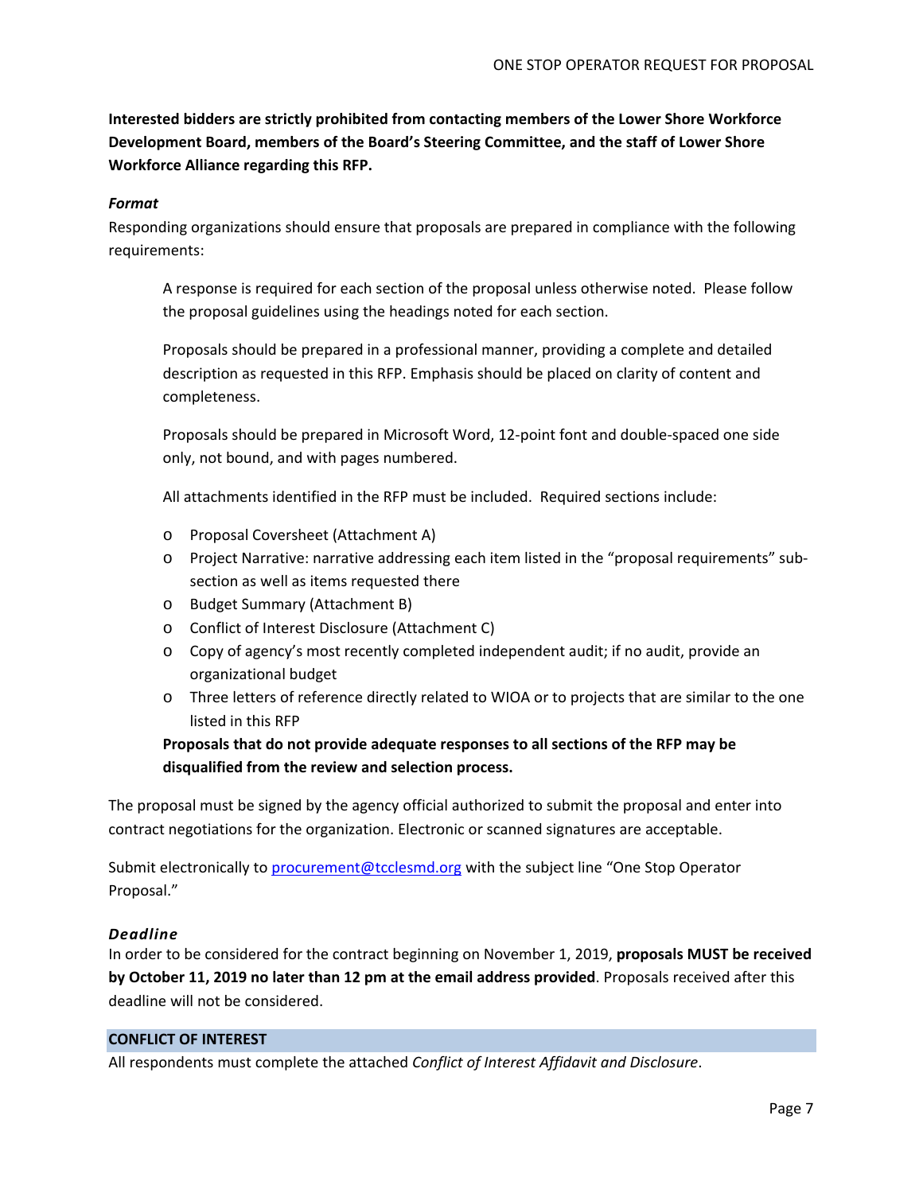**Interested bidders are strictly prohibited from contacting members of the Lower Shore Workforce Development Board, members of the Board's Steering Committee, and the staff of Lower Shore Workforce Alliance regarding this RFP.**

***Format***

Responding organizations should ensure that proposals are prepared in compliance with the following requirements:

> A response is required for each section of the proposal unless otherwise noted. Please follow the proposal guidelines using the headings noted for each section.
>
> Proposals should be prepared in a professional manner, providing a complete and detailed description as requested in this RFP. Emphasis should be placed on clarity of content and completeness.
>
> Proposals should be prepared in Microsoft Word, 12-point font and double-spaced one side only, not bound, and with pages numbered.
>
> All attachments identified in the RFP must be included. Required sections include:
>
> - Proposal Coversheet (Attachment A)
> - Project Narrative: narrative addressing each item listed in the "proposal requirements" sub-section as well as items requested there
> - Budget Summary (Attachment B)
> - Conflict of Interest Disclosure (Attachment C)
> - Copy of agency's most recently completed independent audit; if no audit, provide an organizational budget
> - Three letters of reference directly related to WIOA or to projects that are similar to the one listed in this RFP
>
> **Proposals that do not provide adequate responses to all sections of the RFP may be disqualified from the review and selection process.**

The proposal must be signed by the agency official authorized to submit the proposal and enter into contract negotiations for the organization. Electronic or scanned signatures are acceptable.

Submit electronically to procurement@tcclesmd.org with the subject line "One Stop Operator Proposal."

***Deadline***

In order to be considered for the contract beginning on November 1, 2019, **proposals MUST be received by October 11, 2019 no later than 12 pm at the email address provided**. Proposals received after this deadline will not be considered.

## CONFLICT OF INTEREST

All respondents must complete the attached *Conflict of Interest Affidavit and Disclosure*.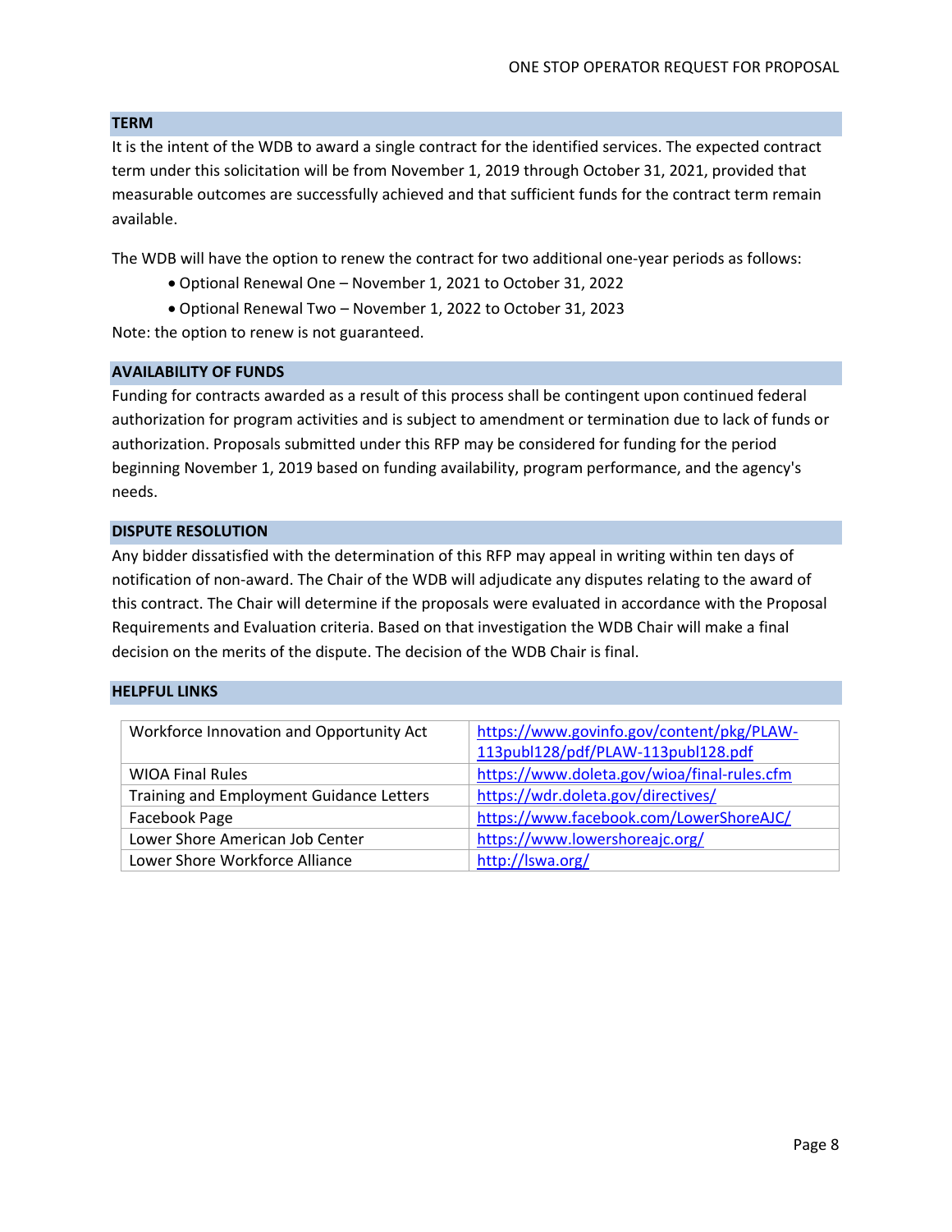## TERM

It is the intent of the WDB to award a single contract for the identified services. The expected contract term under this solicitation will be from November 1, 2019 through October 31, 2021, provided that measurable outcomes are successfully achieved and that sufficient funds for the contract term remain available.

The WDB will have the option to renew the contract for two additional one-year periods as follows:

- Optional Renewal One – November 1, 2021 to October 31, 2022
- Optional Renewal Two – November 1, 2022 to October 31, 2023

Note: the option to renew is not guaranteed.

## AVAILABILITY OF FUNDS

Funding for contracts awarded as a result of this process shall be contingent upon continued federal authorization for program activities and is subject to amendment or termination due to lack of funds or authorization. Proposals submitted under this RFP may be considered for funding for the period beginning November 1, 2019 based on funding availability, program performance, and the agency's needs.

## DISPUTE RESOLUTION

Any bidder dissatisfied with the determination of this RFP may appeal in writing within ten days of notification of non-award. The Chair of the WDB will adjudicate any disputes relating to the award of this contract. The Chair will determine if the proposals were evaluated in accordance with the Proposal Requirements and Evaluation criteria. Based on that investigation the WDB Chair will make a final decision on the merits of the dispute. The decision of the WDB Chair is final.

## HELPFUL LINKS

| | |
|---|---|
| Workforce Innovation and Opportunity Act | https://www.govinfo.gov/content/pkg/PLAW-113publ128/pdf/PLAW-113publ128.pdf |
| WIOA Final Rules | https://www.doleta.gov/wioa/final-rules.cfm |
| Training and Employment Guidance Letters | https://wdr.doleta.gov/directives/ |
| Facebook Page | https://www.facebook.com/LowerShoreAJC/ |
| Lower Shore American Job Center | https://www.lowershoreajc.org/ |
| Lower Shore Workforce Alliance | http://lswa.org/ |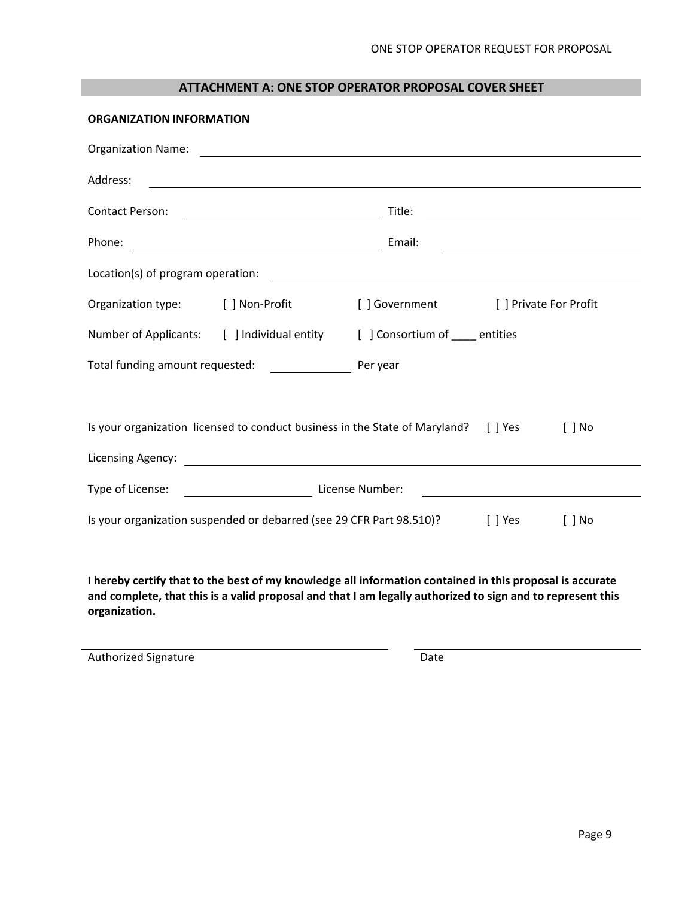## ATTACHMENT A: ONE STOP OPERATOR PROPOSAL COVER SHEET

**ORGANIZATION INFORMATION**

Organization Name: ____________________________________________

Address: ____________________________________________

Contact Person: ______________________ Title: ______________________

Phone: ______________________ Email: ______________________

Location(s) of program operation: ____________________________________________

Organization type: [ ] Non-Profit [ ] Government [ ] Private For Profit

Number of Applicants: [ ] Individual entity [ ] Consortium of ____ entities

Total funding amount requested: ____________ Per year

Is your organization licensed to conduct business in the State of Maryland? [ ] Yes [ ] No

Licensing Agency: ____________________________________________

Type of License: ______________ License Number: ______________________

Is your organization suspended or debarred (see 29 CFR Part 98.510)? [ ] Yes [ ] No

**I hereby certify that to the best of my knowledge all information contained in this proposal is accurate and complete, that this is a valid proposal and that I am legally authorized to sign and to represent this organization.**

______________________________ ______________________

Authorized Signature Date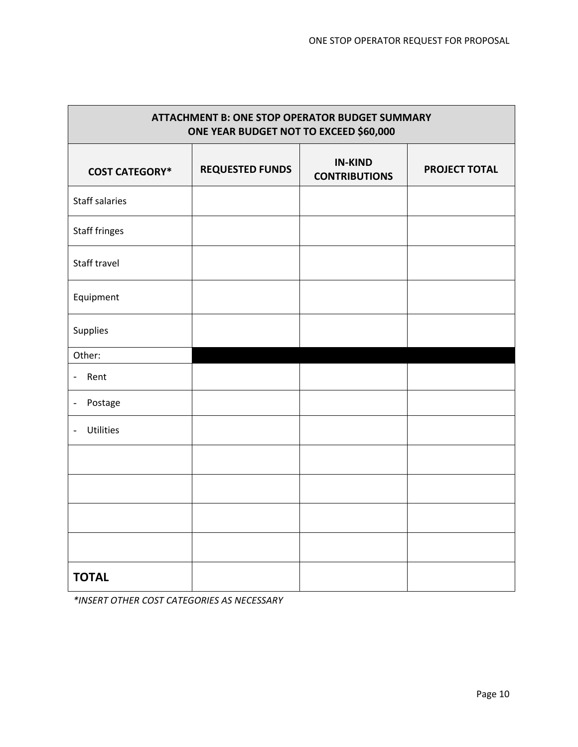| ATTACHMENT B: ONE STOP OPERATOR BUDGET SUMMARY ONE YEAR BUDGET NOT TO EXCEED $60,000 | | | |
|---|---|---|---|
| **COST CATEGORY*** | **REQUESTED FUNDS** | **IN-KIND CONTRIBUTIONS** | **PROJECT TOTAL** |
| Staff salaries | | | |
| Staff fringes | | | |
| Staff travel | | | |
| Equipment | | | |
| Supplies | | | |
| Other: | | | |
| - Rent | | | |
| - Postage | | | |
| - Utilities | | | |
| | | | |
| | | | |
| | | | |
| | | | |
| **TOTAL** | | | |

**INSERT OTHER COST CATEGORIES AS NECESSARY**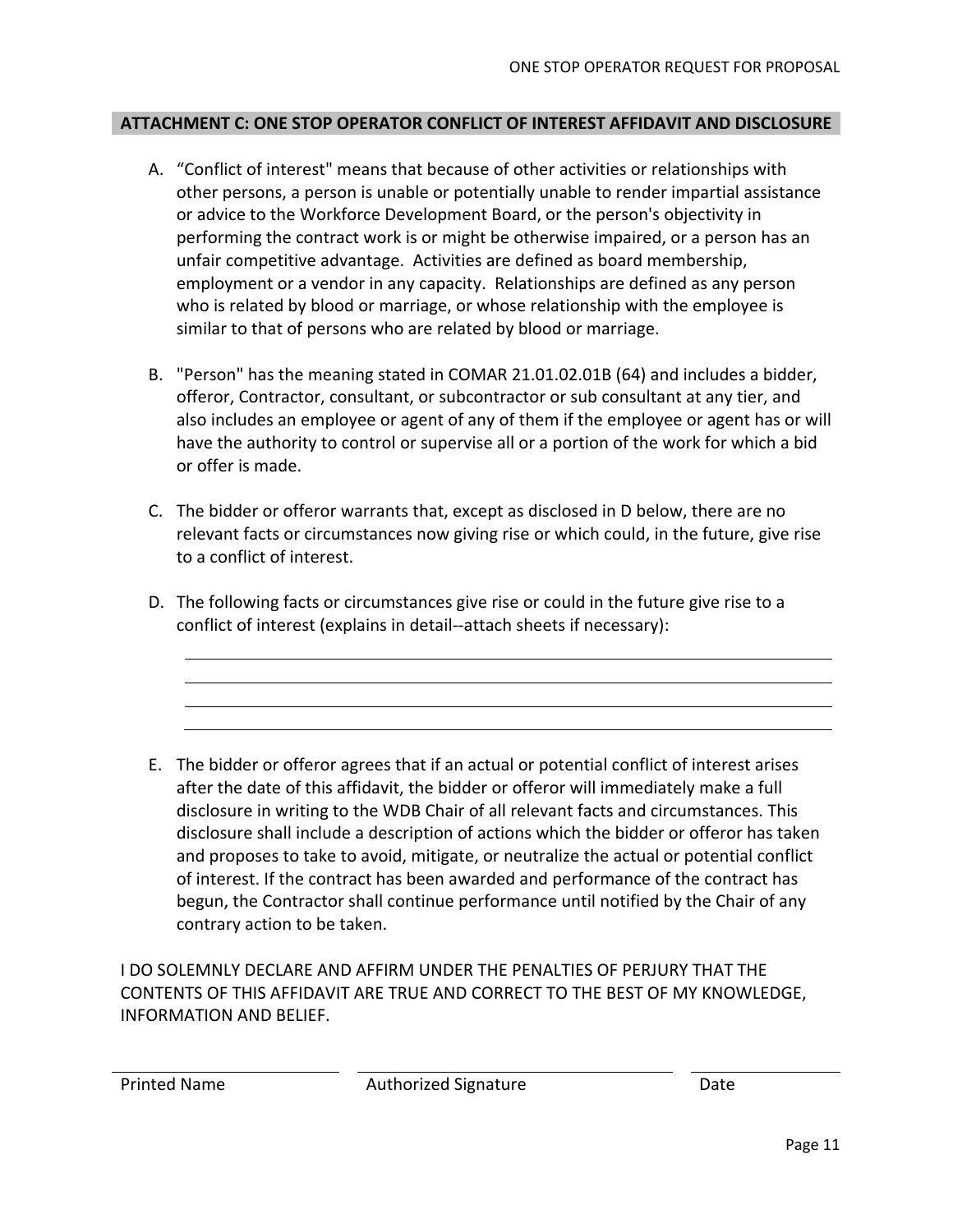## ATTACHMENT C: ONE STOP OPERATOR CONFLICT OF INTEREST AFFIDAVIT AND DISCLOSURE

A. "Conflict of interest" means that because of other activities or relationships with other persons, a person is unable or potentially unable to render impartial assistance or advice to the Workforce Development Board, or the person's objectivity in performing the contract work is or might be otherwise impaired, or a person has an unfair competitive advantage. Activities are defined as board membership, employment or a vendor in any capacity. Relationships are defined as any person who is related by blood or marriage, or whose relationship with the employee is similar to that of persons who are related by blood or marriage.

B. "Person" has the meaning stated in COMAR 21.01.02.01B (64) and includes a bidder, offeror, Contractor, consultant, or subcontractor or sub consultant at any tier, and also includes an employee or agent of any of them if the employee or agent has or will have the authority to control or supervise all or a portion of the work for which a bid or offer is made.

C. The bidder or offeror warrants that, except as disclosed in D below, there are no relevant facts or circumstances now giving rise or which could, in the future, give rise to a conflict of interest.

D. The following facts or circumstances give rise or could in the future give rise to a conflict of interest (explains in detail--attach sheets if necessary):

\_\_\_\_\_\_\_\_\_\_\_\_\_\_\_\_\_\_\_\_\_\_\_\_\_\_\_\_\_\_\_\_\_\_\_\_\_\_\_\_\_\_\_\_\_\_\_\_\_\_\_\_\_\_\_\_\_\_\_\_

\_\_\_\_\_\_\_\_\_\_\_\_\_\_\_\_\_\_\_\_\_\_\_\_\_\_\_\_\_\_\_\_\_\_\_\_\_\_\_\_\_\_\_\_\_\_\_\_\_\_\_\_\_\_\_\_\_\_\_\_

\_\_\_\_\_\_\_\_\_\_\_\_\_\_\_\_\_\_\_\_\_\_\_\_\_\_\_\_\_\_\_\_\_\_\_\_\_\_\_\_\_\_\_\_\_\_\_\_\_\_\_\_\_\_\_\_\_\_\_\_

\_\_\_\_\_\_\_\_\_\_\_\_\_\_\_\_\_\_\_\_\_\_\_\_\_\_\_\_\_\_\_\_\_\_\_\_\_\_\_\_\_\_\_\_\_\_\_\_\_\_\_\_\_\_\_\_\_\_\_\_

E. The bidder or offeror agrees that if an actual or potential conflict of interest arises after the date of this affidavit, the bidder or offeror will immediately make a full disclosure in writing to the WDB Chair of all relevant facts and circumstances. This disclosure shall include a description of actions which the bidder or offeror has taken and proposes to take to avoid, mitigate, or neutralize the actual or potential conflict of interest. If the contract has been awarded and performance of the contract has begun, the Contractor shall continue performance until notified by the Chair of any contrary action to be taken.

I DO SOLEMNLY DECLARE AND AFFIRM UNDER THE PENALTIES OF PERJURY THAT THE CONTENTS OF THIS AFFIDAVIT ARE TRUE AND CORRECT TO THE BEST OF MY KNOWLEDGE, INFORMATION AND BELIEF.

| | | |
|---|---|---|
| \_\_\_\_\_\_\_\_\_\_\_\_\_\_\_\_\_\_\_\_ | \_\_\_\_\_\_\_\_\_\_\_\_\_\_\_\_\_\_\_\_\_\_\_\_\_\_ | \_\_\_\_\_\_\_\_\_\_\_\_ |
| Printed Name | Authorized Signature | Date |